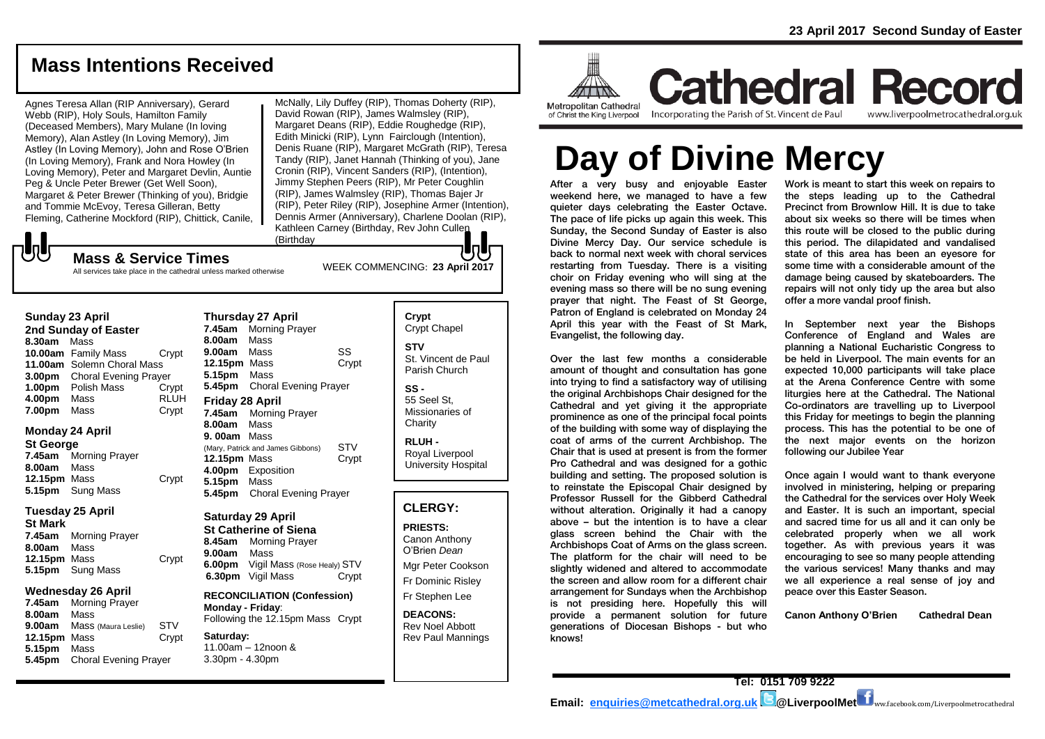**23 April 2017 Second Sunday of Easter**

## Mass Intentions Received

Agnes Teresa Allan (RIP Anniversary), Gerard Webb (RIP), Holy Souls, Hamilton Family (Deceased Members), Mary Mulane (In loving Memory), Alan Astley (In Loving Memory), Jim Astley (In Loving Memory), John and Rose O'Brien (In Loving Memory), Frank and Nora Howley (In Loving Memory), Peter and Margaret Devlin, Auntie Peg & Uncle Peter Brewer (Get Well Soon), Margaret & Peter Brewer (Thinking of you), Bridgie and Tommie McEvoy, Teresa Gilleran, Betty Fleming, Catherine Mockford (RIP), Chittick, Canile, McNally, Lily Duffey (RIP), Thomas Doherty (RIP), David Rowan (RIP), James Walmsley (RIP), Margaret Deans (RIP), Eddie Roughedge (RIP), Edith Minicki (RIP), Lynn Fairclough (Intention), Denis Ruane (RIP), Margaret McGrath (RIP), Teresa Tandy (RIP), Janet Hannah (Thinking of you), Jane Cronin (RIP), Vincent Sanders (RIP), (Intention), Jimmy Stephen Peers (RIP), Mr Peter Coughlin (RIP), James Walmsley (RIP), Thomas Bajer Jr (RIP), Peter Riley (RIP), Josephine Armer (Intention), Dennis Armer (Anniversary), Charlene Doolan (RIP), Kathleen Carney (Birthday, Rev John Cullen (Birthday

## Mass & Service Times

All services take place in the cathedral unless marked otherwise

WEEK COMMENCING: **23 April 2017**

### Sunday 23 April
**2nd Sunday of Easter**

**8.30am** Mass
**10.00am** Family Mass — Crypt
**11.00am** Solemn Choral Mass
**3.00pm** Choral Evening Prayer
**1.00pm** Polish Mass — Crypt
**4.00pm** Mass — RLUH
**7.00pm** Mass — Crypt

### Monday 24 April
**St George**

**7.45am** Morning Prayer
**8.00am** Mass
**12.15pm** Mass — Crypt
**5.15pm** Sung Mass

### Tuesday 25 April
**St Mark**

**7.45am** Morning Prayer
**8.00am** Mass
**12.15pm** Mass — Crypt
**5.15pm** Sung Mass

### Wednesday 26 April

**7.45am** Morning Prayer
**8.00am** Mass
**9.00am** Mass (Maura Leslie) — STV
**12.15pm** Mass — Crypt
**5.15pm** Mass
**5.45pm** Choral Evening Prayer

### Thursday 27 April

**7.45am** Morning Prayer
**8.00am** Mass
**9.00am** Mass — SS
**12.15pm** Mass — Crypt
**5.15pm** Mass
**5.45pm** Choral Evening Prayer

### Friday 28 April

**7.45am** Morning Prayer
**8.00am** Mass
**9. 00am** Mass (Mary, Patrick and James Gibbons) — STV
**12.15pm** Mass — Crypt
**4.00pm** Exposition
**5.15pm** Mass
**5.45pm** Choral Evening Prayer

### Saturday 29 April
**St Catherine of Siena**

**8.45am** Morning Prayer
**9.00am** Mass
**6.00pm** Vigil Mass (Rose Healy) — STV
**6.30pm** Vigil Mass — Crypt

**RECONCILIATION (Confession)**
**Monday - Friday**: Following the 12.15pm Mass — Crypt

**Saturday:** 11.00am – 12noon & 3.30pm - 4.30pm

**Crypt** Crypt Chapel

**STV** St. Vincent de Paul Parish Church

**SS -** 55 Seel St, Missionaries of Charity

**RLUH -** Royal Liverpool University Hospital

## CLERGY:

**PRIESTS:**
Canon Anthony O'Brien *Dean*
Mgr Peter Cookson
Fr Dominic Risley
Fr Stephen Lee

**DEACONS:**
Rev Noel Abbott
Rev Paul Mannings

Metropolitan Cathedral of Christ the King Liverpool

# Cathedral Record

Incorporating the Parish of St. Vincent de Paul — www.liverpoolmetrocathedral.org.uk

# Day of Divine Mercy

After a very busy and enjoyable Easter weekend here, we managed to have a few quieter days celebrating the Easter Octave. The pace of life picks up again this week. This Sunday, the Second Sunday of Easter is also Divine Mercy Day. Our service schedule is back to normal next week with choral services restarting from Tuesday. There is a visiting choir on Friday evening who will sing at the evening mass so there will be no sung evening prayer that night. The Feast of St George, Patron of England is celebrated on Monday 24 April this year with the Feast of St Mark, Evangelist, the following day.

Over the last few months a considerable amount of thought and consultation has gone into trying to find a satisfactory way of utilising the original Archbishops Chair designed for the Cathedral and yet giving it the appropriate prominence as one of the principal focal points of the building with some way of displaying the coat of arms of the current Archbishop. The Chair that is used at present is from the former Pro Cathedral and was designed for a gothic building and setting. The proposed solution is to reinstate the Episcopal Chair designed by Professor Russell for the Gibberd Cathedral without alteration. Originally it had a canopy above – but the intention is to have a clear glass screen behind the Chair with the Archbishops Coat of Arms on the glass screen. The platform for the chair will need to be slightly widened and altered to accommodate the screen and allow room for a different chair arrangement for Sundays when the Archbishop is not presiding here. Hopefully this will provide a permanent solution for future generations of Diocesan Bishops - but who knows!

Work is meant to start this week on repairs to the steps leading up to the Cathedral Precinct from Brownlow Hill. It is due to take about six weeks so there will be times when this route will be closed to the public during this period. The dilapidated and vandalised state of this area has been an eyesore for some time with a considerable amount of the damage being caused by skateboarders. The repairs will not only tidy up the area but also offer a more vandal proof finish.

In September next year the Bishops Conference of England and Wales are planning a National Eucharistic Congress to be held in Liverpool. The main events for an expected 10,000 participants will take place at the Arena Conference Centre with some liturgies here at the Cathedral. The National Co-ordinators are travelling up to Liverpool this Friday for meetings to begin the planning process. This has the potential to be one of the next major events on the horizon following our Jubilee Year

Once again I would want to thank everyone involved in ministering, helping or preparing the Cathedral for the services over Holy Week and Easter. It is such an important, special and sacred time for us all and it can only be celebrated properly when we all work together. As with previous years it was encouraging to see so many people attending the various services! Many thanks and may we all experience a real sense of joy and peace over this Easter Season.

**Canon Anthony O'Brien Cathedral Dean**

**Tel: 0151 709 9222**

**Email: enquiries@metcathedral.org.uk @LiverpoolMet** ww.facebook.com/Liverpoolmetrocathedral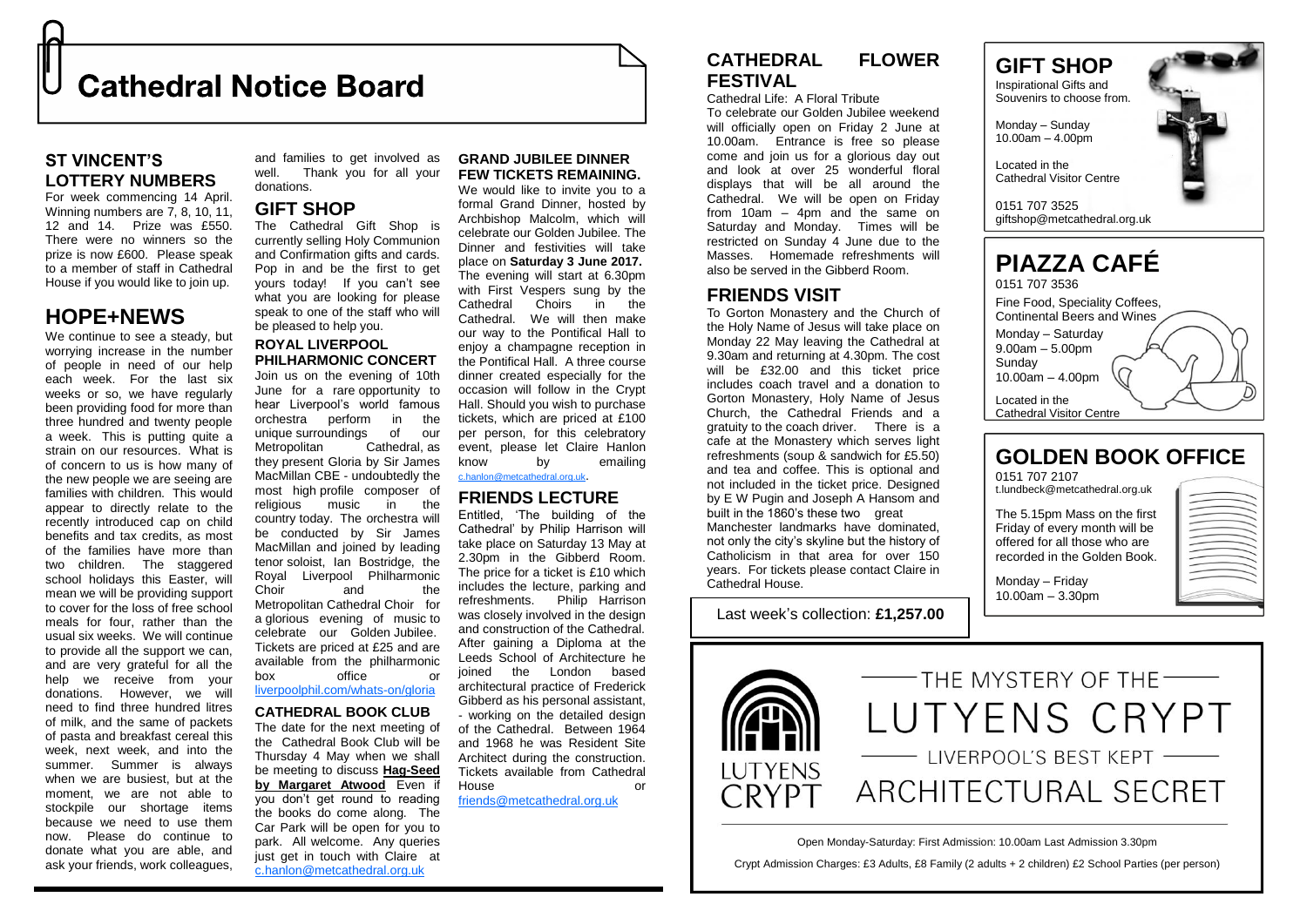# Cathedral Notice Board

## ST VINCENT'S LOTTERY NUMBERS

For week commencing 14 April. Winning numbers are 7, 8, 10, 11, 12 and 14. Prize was £550. There were no winners so the prize is now £600. Please speak to a member of staff in Cathedral House if you would like to join up.

## HOPE+NEWS

We continue to see a steady, but worrying increase in the number of people in need of our help each week. For the last six weeks or so, we have regularly been providing food for more than three hundred and twenty people a week. This is putting quite a strain on our resources. What is of concern to us is how many of the new people we are seeing are families with children. This would appear to directly relate to the recently introduced cap on child benefits and tax credits, as most of the families have more than two children. The staggered school holidays this Easter, will mean we will be providing support to cover for the loss of free school meals for four, rather than the usual six weeks. We will continue to provide all the support we can, and are very grateful for all the help we receive from your donations. However, we will need to find three hundred litres of milk, and the same of packets of pasta and breakfast cereal this week, next week, and into the summer. Summer is always when we are busiest, but at the moment, we are not able to stockpile our shortage items because we need to use them now. Please do continue to donate what you are able, and ask your friends, work colleagues, and families to get involved as well. Thank you for all your donations.

## GIFT SHOP

The Cathedral Gift Shop is currently selling Holy Communion and Confirmation gifts and cards. Pop in and be the first to get yours today! If you can't see what you are looking for please speak to one of the staff who will be pleased to help you.

### ROYAL LIVERPOOL PHILHARMONIC CONCERT

Join us on the evening of 10th June for a rare opportunity to hear Liverpool's world famous orchestra perform in the unique surroundings of our Metropolitan Cathedral, as they present Gloria by Sir James MacMillan CBE - undoubtedly the most high profile composer of religious music in the country today. The orchestra will be conducted by Sir James MacMillan and joined by leading tenor soloist, Ian Bostridge, the Royal Liverpool Philharmonic Choir and the Metropolitan Cathedral Choir for a glorious evening of music to celebrate our Golden Jubilee. Tickets are priced at £25 and are available from the philharmonic box office or liverpoolphil.com/whats-on/gloria

### CATHEDRAL BOOK CLUB

The date for the next meeting of the Cathedral Book Club will be Thursday 4 May when we shall be meeting to discuss **Hag-Seed by Margaret Atwood** Even if you don't get round to reading the books do come along. The Car Park will be open for you to park. All welcome. Any queries just get in touch with Claire at c.hanlon@metcathedral.org.uk

### GRAND JUBILEE DINNER FEW TICKETS REMAINING.

We would like to invite you to a formal Grand Dinner, hosted by Archbishop Malcolm, which will celebrate our Golden Jubilee. The Dinner and festivities will take place on **Saturday 3 June 2017.** The evening will start at 6.30pm with First Vespers sung by the Cathedral Choirs in the Cathedral. We will then make our way to the Pontifical Hall to enjoy a champagne reception in the Pontifical Hall. A three course dinner created especially for the occasion will follow in the Crypt Hall. Should you wish to purchase tickets, which are priced at £100 per person, for this celebratory event, please let Claire Hanlon know by emailing c.hanlon@metcathedral.org.uk.

## FRIENDS LECTURE

Entitled, 'The building of the Cathedral' by Philip Harrison will take place on Saturday 13 May at 2.30pm in the Gibberd Room. The price for a ticket is £10 which includes the lecture, parking and refreshments. Philip Harrison was closely involved in the design and construction of the Cathedral. After gaining a Diploma at the Leeds School of Architecture he joined the London based architectural practice of Frederick Gibberd as his personal assistant, - working on the detailed design of the Cathedral. Between 1964 and 1968 he was Resident Site Architect during the construction. Tickets available from Cathedral House or friends@metcathedral.org.uk

## CATHEDRAL FLOWER FESTIVAL

Cathedral Life: A Floral Tribute

To celebrate our Golden Jubilee weekend will officially open on Friday 2 June at 10.00am. Entrance is free so please come and join us for a glorious day out and look at over 25 wonderful floral displays that will be all around the Cathedral. We will be open on Friday from 10am – 4pm and the same on Saturday and Monday. Times will be restricted on Sunday 4 June due to the Masses. Homemade refreshments will also be served in the Gibberd Room.

## FRIENDS VISIT

To Gorton Monastery and the Church of the Holy Name of Jesus will take place on Monday 22 May leaving the Cathedral at 9.30am and returning at 4.30pm. The cost will be £32.00 and this ticket price includes coach travel and a donation to Gorton Monastery, Holy Name of Jesus Church, the Cathedral Friends and a gratuity to the coach driver. There is a cafe at the Monastery which serves light refreshments (soup & sandwich for £5.50) and tea and coffee. This is optional and not included in the ticket price. Designed by E W Pugin and Joseph A Hansom and built in the 1860's these two great Manchester landmarks have dominated, not only the city's skyline but the history of Catholicism in that area for over 150 years. For tickets please contact Claire in Cathedral House.

Last week's collection: **£1,257.00**

## GIFT SHOP

Inspirational Gifts and Souvenirs to choose from.

Monday – Sunday
10.00am – 4.00pm

Located in the Cathedral Visitor Centre

0151 707 3525
giftshop@metcathedral.org.uk

## PIAZZA CAFÉ

0151 707 3536

Fine Food, Speciality Coffees, Continental Beers and Wines

Monday – Saturday
9.00am – 5.00pm
Sunday
10.00am – 4.00pm

Located in the Cathedral Visitor Centre

## GOLDEN BOOK OFFICE

0151 707 2107
t.lundbeck@metcathedral.org.uk

The 5.15pm Mass on the first Friday of every month will be offered for all those who are recorded in the Golden Book.

Monday – Friday
10.00am – 3.30pm

LUTYENS CRYPT

THE MYSTERY OF THE LUTYENS CRYPT

LIVERPOOL'S BEST KEPT ARCHITECTURAL SECRET

Open Monday-Saturday: First Admission: 10.00am Last Admission 3.30pm

Crypt Admission Charges: £3 Adults, £8 Family (2 adults + 2 children) £2 School Parties (per person)